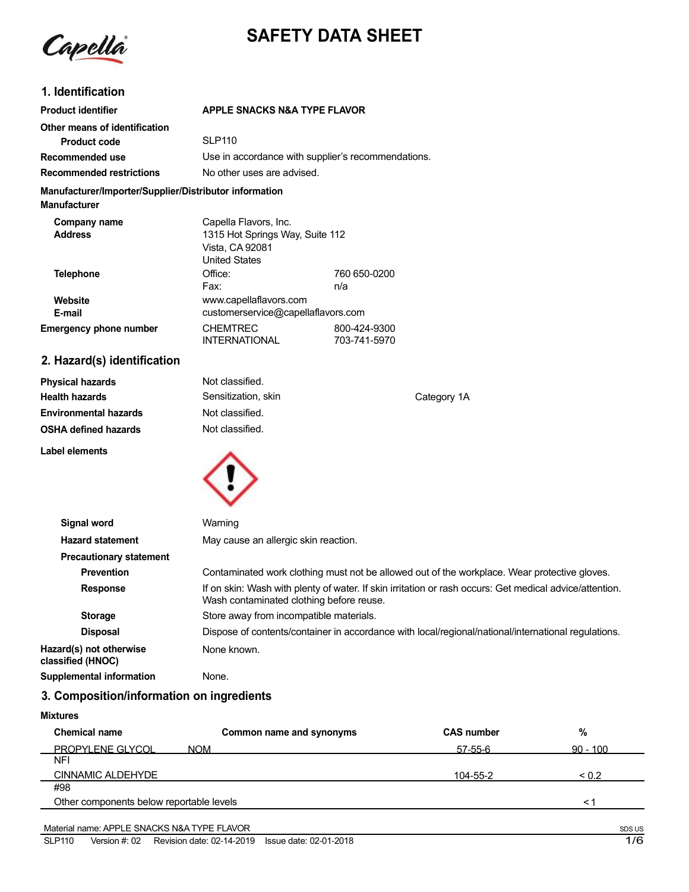# SAFETY DATA SHEET

## 1. Identification

| | |
|---|---|
| **Product identifier** | **APPLE SNACKS N&A TYPE FLAVOR** |
| **Other means of identification** | |
| **Product code** | SLP110 |
| **Recommended use** | Use in accordance with supplier's recommendations. |
| **Recommended restrictions** | No other uses are advised. |

**Manufacturer/Importer/Supplier/Distributor information**

**Manufacturer**

| | | |
|---|---|---|
| **Company name** | Capella Flavors, Inc. | |
| **Address** | 1315 Hot Springs Way, Suite 112<br>Vista, CA 92081<br>United States | |
| **Telephone** | Office: | 760 650-0200 |
| | Fax: | n/a |
| **Website** | www.capellaflavors.com | |
| **E-mail** | customerservice@capellaflavors.com | |
| **Emergency phone number** | CHEMTREC | 800-424-9300 |
| | INTERNATIONAL | 703-741-5970 |

## 2. Hazard(s) identification

| | | |
|---|---|---|
| **Physical hazards** | Not classified. | |
| **Health hazards** | Sensitization, skin | Category 1A |
| **Environmental hazards** | Not classified. | |
| **OSHA defined hazards** | Not classified. | |

**Label elements**

| | |
|---|---|
| **Signal word** | Warning |
| **Hazard statement** | May cause an allergic skin reaction. |
| **Precautionary statement** | |
| **Prevention** | Contaminated work clothing must not be allowed out of the workplace. Wear protective gloves. |
| **Response** | If on skin: Wash with plenty of water. If skin irritation or rash occurs: Get medical advice/attention. Wash contaminated clothing before reuse. |
| **Storage** | Store away from incompatible materials. |
| **Disposal** | Dispose of contents/container in accordance with local/regional/national/international regulations. |
| **Hazard(s) not otherwise classified (HNOC)** | None known. |
| **Supplemental information** | None. |

## 3. Composition/information on ingredients

**Mixtures**

| Chemical name | Common name and synonyms | CAS number | % |
|---|---|---|---|
| PROPYLENE GLYCOL NFI | NOM | 57-55-6 | 90 - 100 |
| CINNAMIC ALDEHYDE #98 | | 104-55-2 | < 0.2 |
| Other components below reportable levels | | | < 1 |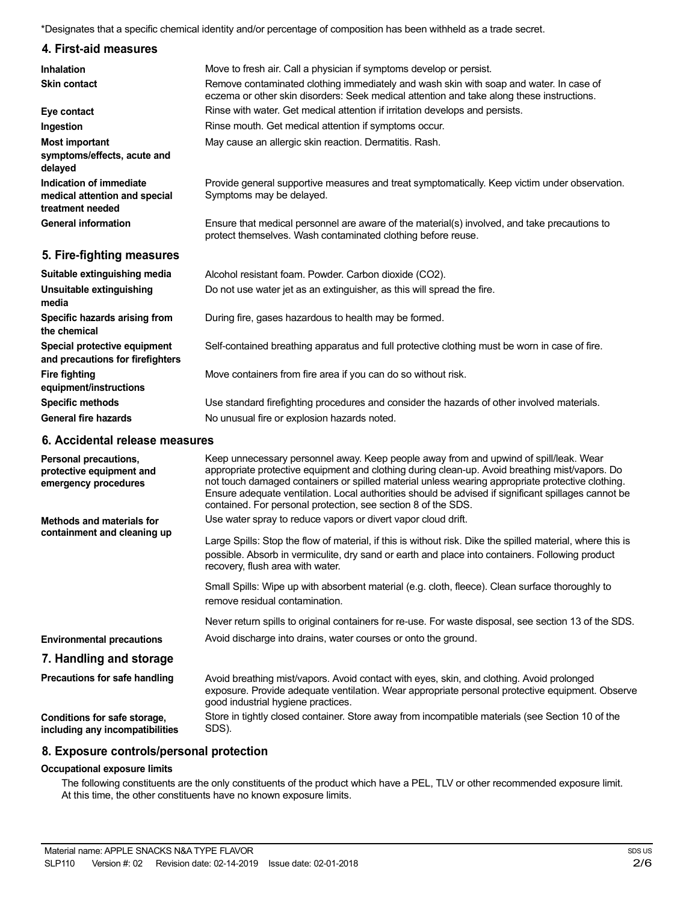*Designates that a specific chemical identity and/or percentage of composition has been withheld as a trade secret.

## 4. First-aid measures

| | |
|---|---|
| **Inhalation** | Move to fresh air. Call a physician if symptoms develop or persist. |
| **Skin contact** | Remove contaminated clothing immediately and wash skin with soap and water. In case of eczema or other skin disorders: Seek medical attention and take along these instructions. |
| **Eye contact** | Rinse with water. Get medical attention if irritation develops and persists. |
| **Ingestion** | Rinse mouth. Get medical attention if symptoms occur. |
| **Most important symptoms/effects, acute and delayed** | May cause an allergic skin reaction. Dermatitis. Rash. |
| **Indication of immediate medical attention and special treatment needed** | Provide general supportive measures and treat symptomatically. Keep victim under observation. Symptoms may be delayed. |
| **General information** | Ensure that medical personnel are aware of the material(s) involved, and take precautions to protect themselves. Wash contaminated clothing before reuse. |

## 5. Fire-fighting measures

| | |
|---|---|
| **Suitable extinguishing media** | Alcohol resistant foam. Powder. Carbon dioxide ($CO_2$). |
| **Unsuitable extinguishing media** | Do not use water jet as an extinguisher, as this will spread the fire. |
| **Specific hazards arising from the chemical** | During fire, gases hazardous to health may be formed. |
| **Special protective equipment and precautions for firefighters** | Self-contained breathing apparatus and full protective clothing must be worn in case of fire. |
| **Fire fighting equipment/instructions** | Move containers from fire area if you can do so without risk. |
| **Specific methods** | Use standard firefighting procedures and consider the hazards of other involved materials. |
| **General fire hazards** | No unusual fire or explosion hazards noted. |

## 6. Accidental release measures

**Personal precautions, protective equipment and emergency procedures**

Keep unnecessary personnel away. Keep people away from and upwind of spill/leak. Wear appropriate protective equipment and clothing during clean-up. Avoid breathing mist/vapors. Do not touch damaged containers or spilled material unless wearing appropriate protective clothing. Ensure adequate ventilation. Local authorities should be advised if significant spillages cannot be contained. For personal protection, see section 8 of the SDS.

**Methods and materials for containment and cleaning up**

Use water spray to reduce vapors or divert vapor cloud drift.

Large Spills: Stop the flow of material, if this is without risk. Dike the spilled material, where this is possible. Absorb in vermiculite, dry sand or earth and place into containers. Following product recovery, flush area with water.

Small Spills: Wipe up with absorbent material (e.g. cloth, fleece). Clean surface thoroughly to remove residual contamination.

Never return spills to original containers for re-use. For waste disposal, see section 13 of the SDS.

**Environmental precautions**

Avoid discharge into drains, water courses or onto the ground.

## 7. Handling and storage

| | |
|---|---|
| **Precautions for safe handling** | Avoid breathing mist/vapors. Avoid contact with eyes, skin, and clothing. Avoid prolonged exposure. Provide adequate ventilation. Wear appropriate personal protective equipment. Observe good industrial hygiene practices. |
| **Conditions for safe storage, including any incompatibilities** | Store in tightly closed container. Store away from incompatible materials (see Section 10 of the SDS). |

## 8. Exposure controls/personal protection

**Occupational exposure limits**

The following constituents are the only constituents of the product which have a PEL, TLV or other recommended exposure limit. At this time, the other constituents have no known exposure limits.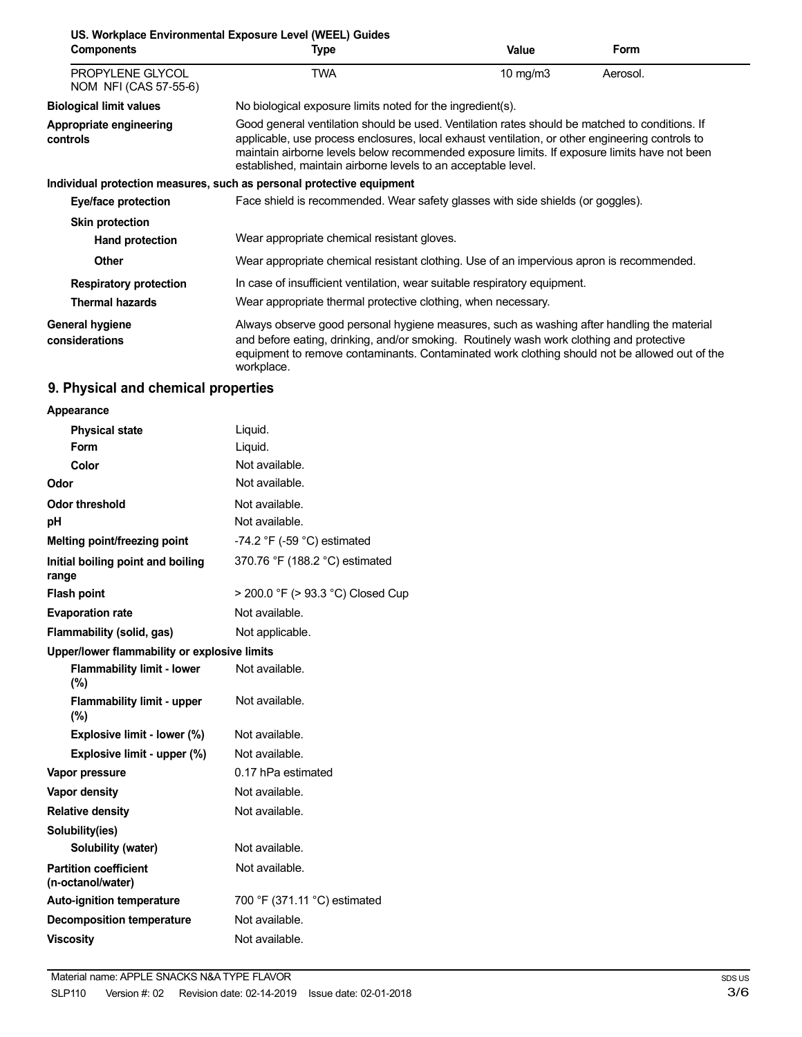**US. Workplace Environmental Exposure Level (WEEL) Guides**

| Components | Type | Value | Form |
| --- | --- | --- | --- |
| PROPYLENE GLYCOL NOM NFI (CAS 57-55-6) | TWA | 10 mg/m3 | Aerosol. |

**Biological limit values** No biological exposure limits noted for the ingredient(s).

**Appropriate engineering controls** Good general ventilation should be used. Ventilation rates should be matched to conditions. If applicable, use process enclosures, local exhaust ventilation, or other engineering controls to maintain airborne levels below recommended exposure limits. If exposure limits have not been established, maintain airborne levels to an acceptable level.

**Individual protection measures, such as personal protective equipment**

**Eye/face protection** Face shield is recommended. Wear safety glasses with side shields (or goggles).

**Skin protection**

**Hand protection** Wear appropriate chemical resistant gloves.

**Other** Wear appropriate chemical resistant clothing. Use of an impervious apron is recommended.

**Respiratory protection** In case of insufficient ventilation, wear suitable respiratory equipment.

**Thermal hazards** Wear appropriate thermal protective clothing, when necessary.

**General hygiene considerations** Always observe good personal hygiene measures, such as washing after handling the material and before eating, drinking, and/or smoking. Routinely wash work clothing and protective equipment to remove contaminants. Contaminated work clothing should not be allowed out of the workplace.

## 9. Physical and chemical properties

**Appearance**

| Property | Value |
| --- | --- |
| **Physical state** | Liquid. |
| **Form** | Liquid. |
| **Color** | Not available. |
| **Odor** | Not available. |
| **Odor threshold** | Not available. |
| **pH** | Not available. |
| **Melting point/freezing point** | -74.2 °F (-59 °C) estimated |
| **Initial boiling point and boiling range** | 370.76 °F (188.2 °C) estimated |
| **Flash point** | > 200.0 °F (> 93.3 °C) Closed Cup |
| **Evaporation rate** | Not available. |
| **Flammability (solid, gas)** | Not applicable. |

**Upper/lower flammability or explosive limits**

| Property | Value |
| --- | --- |
| **Flammability limit - lower (%)** | Not available. |
| **Flammability limit - upper (%)** | Not available. |
| **Explosive limit - lower (%)** | Not available. |
| **Explosive limit - upper (%)** | Not available. |
| **Vapor pressure** | 0.17 hPa estimated |
| **Vapor density** | Not available. |
| **Relative density** | Not available. |

**Solubility(ies)**

| Property | Value |
| --- | --- |
| **Solubility (water)** | Not available. |
| **Partition coefficient (n-octanol/water)** | Not available. |
| **Auto-ignition temperature** | 700 °F (371.11 °C) estimated |
| **Decomposition temperature** | Not available. |
| **Viscosity** | Not available. |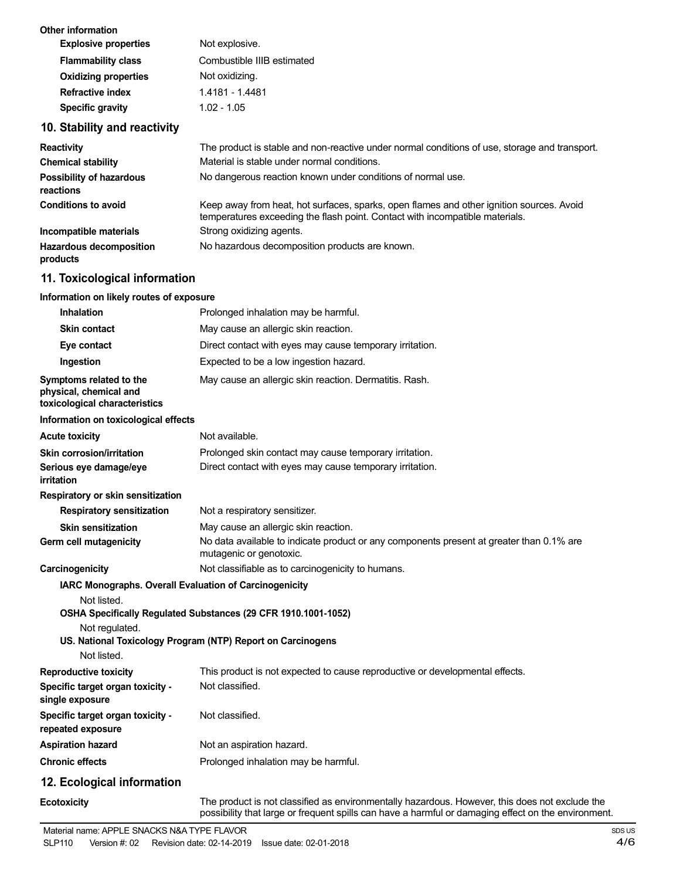**Other information**

| | |
|---|---|
| **Explosive properties** | Not explosive. |
| **Flammability class** | Combustible IIIB estimated |
| **Oxidizing properties** | Not oxidizing. |
| **Refractive index** | 1.4181 - 1.4481 |
| **Specific gravity** | 1.02 - 1.05 |

## 10. Stability and reactivity

| | |
|---|---|
| **Reactivity** | The product is stable and non-reactive under normal conditions of use, storage and transport. |
| **Chemical stability** | Material is stable under normal conditions. |
| **Possibility of hazardous reactions** | No dangerous reaction known under conditions of normal use. |
| **Conditions to avoid** | Keep away from heat, hot surfaces, sparks, open flames and other ignition sources. Avoid temperatures exceeding the flash point. Contact with incompatible materials. |
| **Incompatible materials** | Strong oxidizing agents. |
| **Hazardous decomposition products** | No hazardous decomposition products are known. |

## 11. Toxicological information

**Information on likely routes of exposure**

| | |
|---|---|
| **Inhalation** | Prolonged inhalation may be harmful. |
| **Skin contact** | May cause an allergic skin reaction. |
| **Eye contact** | Direct contact with eyes may cause temporary irritation. |
| **Ingestion** | Expected to be a low ingestion hazard. |
| **Symptoms related to the physical, chemical and toxicological characteristics** | May cause an allergic skin reaction. Dermatitis. Rash. |

**Information on toxicological effects**

| | |
|---|---|
| **Acute toxicity** | Not available. |
| **Skin corrosion/irritation** | Prolonged skin contact may cause temporary irritation. |
| **Serious eye damage/eye irritation** | Direct contact with eyes may cause temporary irritation. |

**Respiratory or skin sensitization**

| | |
|---|---|
| **Respiratory sensitization** | Not a respiratory sensitizer. |
| **Skin sensitization** | May cause an allergic skin reaction. |
| **Germ cell mutagenicity** | No data available to indicate product or any components present at greater than 0.1% are mutagenic or genotoxic. |
| **Carcinogenicity** | Not classifiable as to carcinogenicity to humans. |

**IARC Monographs. Overall Evaluation of Carcinogenicity**

Not listed.

**OSHA Specifically Regulated Substances (29 CFR 1910.1001-1052)**

Not regulated.

**US. National Toxicology Program (NTP) Report on Carcinogens**

Not listed.

| | |
|---|---|
| **Reproductive toxicity** | This product is not expected to cause reproductive or developmental effects. |
| **Specific target organ toxicity - single exposure** | Not classified. |
| **Specific target organ toxicity - repeated exposure** | Not classified. |
| **Aspiration hazard** | Not an aspiration hazard. |
| **Chronic effects** | Prolonged inhalation may be harmful. |

## 12. Ecological information

| | |
|---|---|
| **Ecotoxicity** | The product is not classified as environmentally hazardous. However, this does not exclude the possibility that large or frequent spills can have a harmful or damaging effect on the environment. |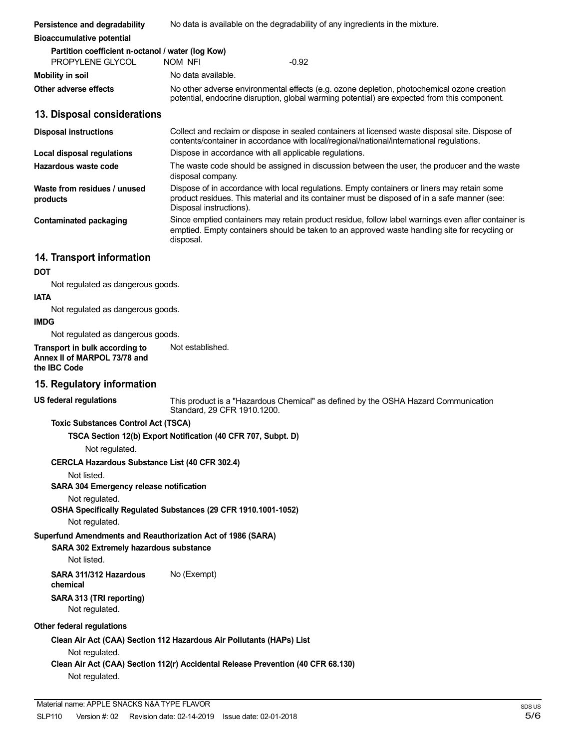**Persistence and degradability** No data is available on the degradability of any ingredients in the mixture.

**Bioaccumulative potential**

**Partition coefficient n-octanol / water (log Kow)**

| | | |
|---|---|---|
| PROPYLENE GLYCOL | NOM NFI | -0.92 |

**Mobility in soil** No data available.

**Other adverse effects** No other adverse environmental effects (e.g. ozone depletion, photochemical ozone creation potential, endocrine disruption, global warming potential) are expected from this component.

## 13. Disposal considerations

**Disposal instructions** Collect and reclaim or dispose in sealed containers at licensed waste disposal site. Dispose of contents/container in accordance with local/regional/national/international regulations.

**Local disposal regulations** Dispose in accordance with all applicable regulations.

**Hazardous waste code** The waste code should be assigned in discussion between the user, the producer and the waste disposal company.

**Waste from residues / unused products** Dispose of in accordance with local regulations. Empty containers or liners may retain some product residues. This material and its container must be disposed of in a safe manner (see: Disposal instructions).

**Contaminated packaging** Since emptied containers may retain product residue, follow label warnings even after container is emptied. Empty containers should be taken to an approved waste handling site for recycling or disposal.

## 14. Transport information

**DOT**

Not regulated as dangerous goods.

**IATA**

Not regulated as dangerous goods.

**IMDG**

Not regulated as dangerous goods.

**Transport in bulk according to Annex II of MARPOL 73/78 and the IBC Code** Not established.

## 15. Regulatory information

**US federal regulations** This product is a "Hazardous Chemical" as defined by the OSHA Hazard Communication Standard, 29 CFR 1910.1200.

**Toxic Substances Control Act (TSCA)**

**TSCA Section 12(b) Export Notification (40 CFR 707, Subpt. D)**

Not regulated.

**CERCLA Hazardous Substance List (40 CFR 302.4)**

Not listed.

**SARA 304 Emergency release notification**

Not regulated.

**OSHA Specifically Regulated Substances (29 CFR 1910.1001-1052)**

Not regulated.

**Superfund Amendments and Reauthorization Act of 1986 (SARA)**

**SARA 302 Extremely hazardous substance**

Not listed.

**SARA 311/312 Hazardous chemical** No (Exempt)

**SARA 313 (TRI reporting)**

Not regulated.

**Other federal regulations**

**Clean Air Act (CAA) Section 112 Hazardous Air Pollutants (HAPs) List**

Not regulated.

**Clean Air Act (CAA) Section 112(r) Accidental Release Prevention (40 CFR 68.130)**

Not regulated.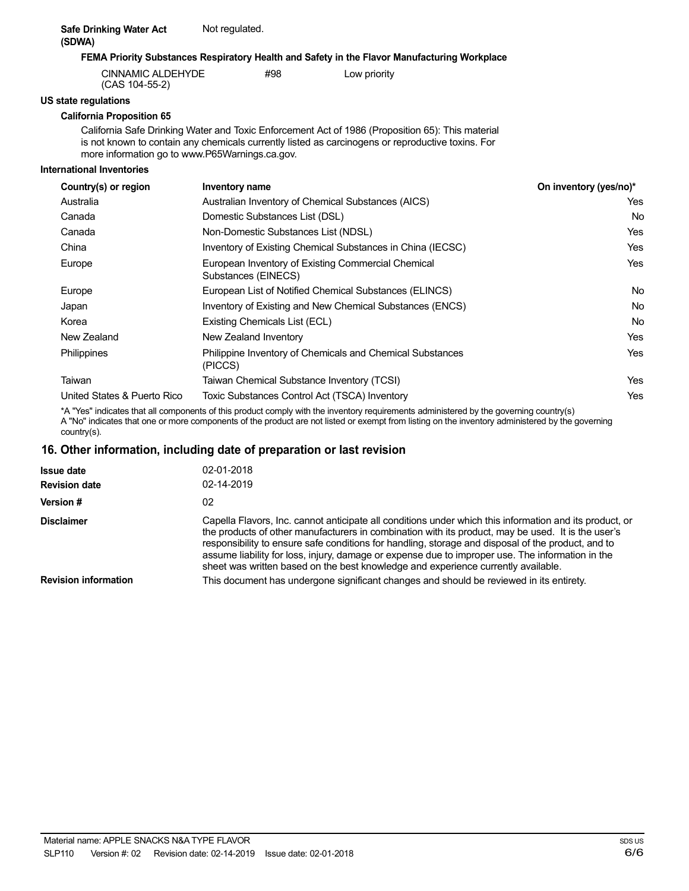**Safe Drinking Water Act (SDWA)** Not regulated.

**FEMA Priority Substances Respiratory Health and Safety in the Flavor Manufacturing Workplace**

| | | |
|---|---|---|
| CINNAMIC ALDEHYDE (CAS 104-55-2) | #98 | Low priority |

**US state regulations**

**California Proposition 65**

California Safe Drinking Water and Toxic Enforcement Act of 1986 (Proposition 65): This material is not known to contain any chemicals currently listed as carcinogens or reproductive toxins. For more information go to www.P65Warnings.ca.gov.

**International Inventories**

| Country(s) or region | Inventory name | On inventory (yes/no)* |
|---|---|---|
| Australia | Australian Inventory of Chemical Substances (AICS) | Yes |
| Canada | Domestic Substances List (DSL) | No |
| Canada | Non-Domestic Substances List (NDSL) | Yes |
| China | Inventory of Existing Chemical Substances in China (IECSC) | Yes |
| Europe | European Inventory of Existing Commercial Chemical Substances (EINECS) | Yes |
| Europe | European List of Notified Chemical Substances (ELINCS) | No |
| Japan | Inventory of Existing and New Chemical Substances (ENCS) | No |
| Korea | Existing Chemicals List (ECL) | No |
| New Zealand | New Zealand Inventory | Yes |
| Philippines | Philippine Inventory of Chemicals and Chemical Substances (PICCS) | Yes |
| Taiwan | Taiwan Chemical Substance Inventory (TCSI) | Yes |
| United States & Puerto Rico | Toxic Substances Control Act (TSCA) Inventory | Yes |

*A "Yes" indicates that all components of this product comply with the inventory requirements administered by the governing country(s)
A "No" indicates that one or more components of the product are not listed or exempt from listing on the inventory administered by the governing country(s).

## 16. Other information, including date of preparation or last revision

**Issue date** 02-01-2018

**Revision date** 02-14-2019

**Version #** 02

**Disclaimer** Capella Flavors, Inc. cannot anticipate all conditions under which this information and its product, or the products of other manufacturers in combination with its product, may be used. It is the user's responsibility to ensure safe conditions for handling, storage and disposal of the product, and to assume liability for loss, injury, damage or expense due to improper use. The information in the sheet was written based on the best knowledge and experience currently available.

**Revision information** This document has undergone significant changes and should be reviewed in its entirety.